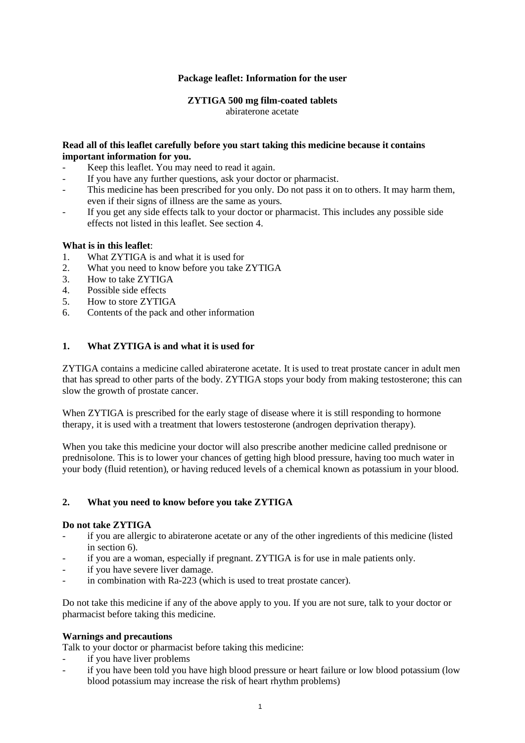**Package leaflet: Information for the user**

**ZYTIGA 500 mg film-coated tablets**
abiraterone acetate

**Read all of this leaflet carefully before you start taking this medicine because it contains important information for you.**

- Keep this leaflet. You may need to read it again.
- If you have any further questions, ask your doctor or pharmacist.
- This medicine has been prescribed for you only. Do not pass it on to others. It may harm them, even if their signs of illness are the same as yours.
- If you get any side effects talk to your doctor or pharmacist. This includes any possible side effects not listed in this leaflet. See section 4.

**What is in this leaflet**:

1. What ZYTIGA is and what it is used for
2. What you need to know before you take ZYTIGA
3. How to take ZYTIGA
4. Possible side effects
5. How to store ZYTIGA
6. Contents of the pack and other information

## 1. What ZYTIGA is and what it is used for

ZYTIGA contains a medicine called abiraterone acetate. It is used to treat prostate cancer in adult men that has spread to other parts of the body. ZYTIGA stops your body from making testosterone; this can slow the growth of prostate cancer.

When ZYTIGA is prescribed for the early stage of disease where it is still responding to hormone therapy, it is used with a treatment that lowers testosterone (androgen deprivation therapy).

When you take this medicine your doctor will also prescribe another medicine called prednisone or prednisolone. This is to lower your chances of getting high blood pressure, having too much water in your body (fluid retention), or having reduced levels of a chemical known as potassium in your blood.

## 2. What you need to know before you take ZYTIGA

**Do not take ZYTIGA**

- if you are allergic to abiraterone acetate or any of the other ingredients of this medicine (listed in section 6).
- if you are a woman, especially if pregnant. ZYTIGA is for use in male patients only.
- if you have severe liver damage.
- in combination with Ra-223 (which is used to treat prostate cancer).

Do not take this medicine if any of the above apply to you. If you are not sure, talk to your doctor or pharmacist before taking this medicine.

**Warnings and precautions**

Talk to your doctor or pharmacist before taking this medicine:

- if you have liver problems
- if you have been told you have high blood pressure or heart failure or low blood potassium (low blood potassium may increase the risk of heart rhythm problems)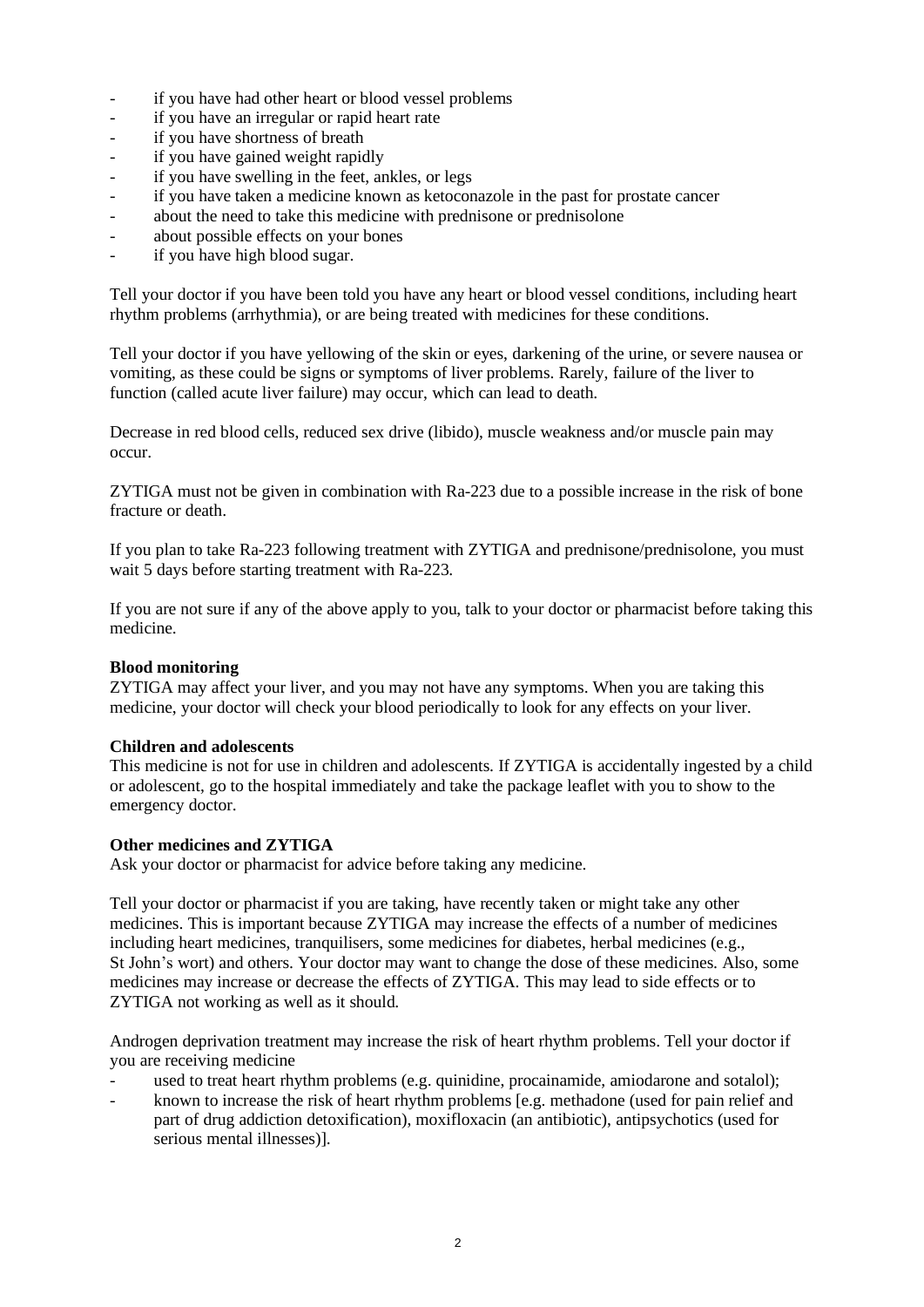- if you have had other heart or blood vessel problems
- if you have an irregular or rapid heart rate
- if you have shortness of breath
- if you have gained weight rapidly
- if you have swelling in the feet, ankles, or legs
- if you have taken a medicine known as ketoconazole in the past for prostate cancer
- about the need to take this medicine with prednisone or prednisolone
- about possible effects on your bones
- if you have high blood sugar.

Tell your doctor if you have been told you have any heart or blood vessel conditions, including heart rhythm problems (arrhythmia), or are being treated with medicines for these conditions.

Tell your doctor if you have yellowing of the skin or eyes, darkening of the urine, or severe nausea or vomiting, as these could be signs or symptoms of liver problems. Rarely, failure of the liver to function (called acute liver failure) may occur, which can lead to death.

Decrease in red blood cells, reduced sex drive (libido), muscle weakness and/or muscle pain may occur.

ZYTIGA must not be given in combination with Ra-223 due to a possible increase in the risk of bone fracture or death.

If you plan to take Ra-223 following treatment with ZYTIGA and prednisone/prednisolone, you must wait 5 days before starting treatment with Ra-223.

If you are not sure if any of the above apply to you, talk to your doctor or pharmacist before taking this medicine.

**Blood monitoring**

ZYTIGA may affect your liver, and you may not have any symptoms. When you are taking this medicine, your doctor will check your blood periodically to look for any effects on your liver.

**Children and adolescents**

This medicine is not for use in children and adolescents. If ZYTIGA is accidentally ingested by a child or adolescent, go to the hospital immediately and take the package leaflet with you to show to the emergency doctor.

**Other medicines and ZYTIGA**

Ask your doctor or pharmacist for advice before taking any medicine.

Tell your doctor or pharmacist if you are taking, have recently taken or might take any other medicines. This is important because ZYTIGA may increase the effects of a number of medicines including heart medicines, tranquilisers, some medicines for diabetes, herbal medicines (e.g., St John's wort) and others. Your doctor may want to change the dose of these medicines. Also, some medicines may increase or decrease the effects of ZYTIGA. This may lead to side effects or to ZYTIGA not working as well as it should.

Androgen deprivation treatment may increase the risk of heart rhythm problems. Tell your doctor if you are receiving medicine

- used to treat heart rhythm problems (e.g. quinidine, procainamide, amiodarone and sotalol);
- known to increase the risk of heart rhythm problems [e.g. methadone (used for pain relief and part of drug addiction detoxification), moxifloxacin (an antibiotic), antipsychotics (used for serious mental illnesses)].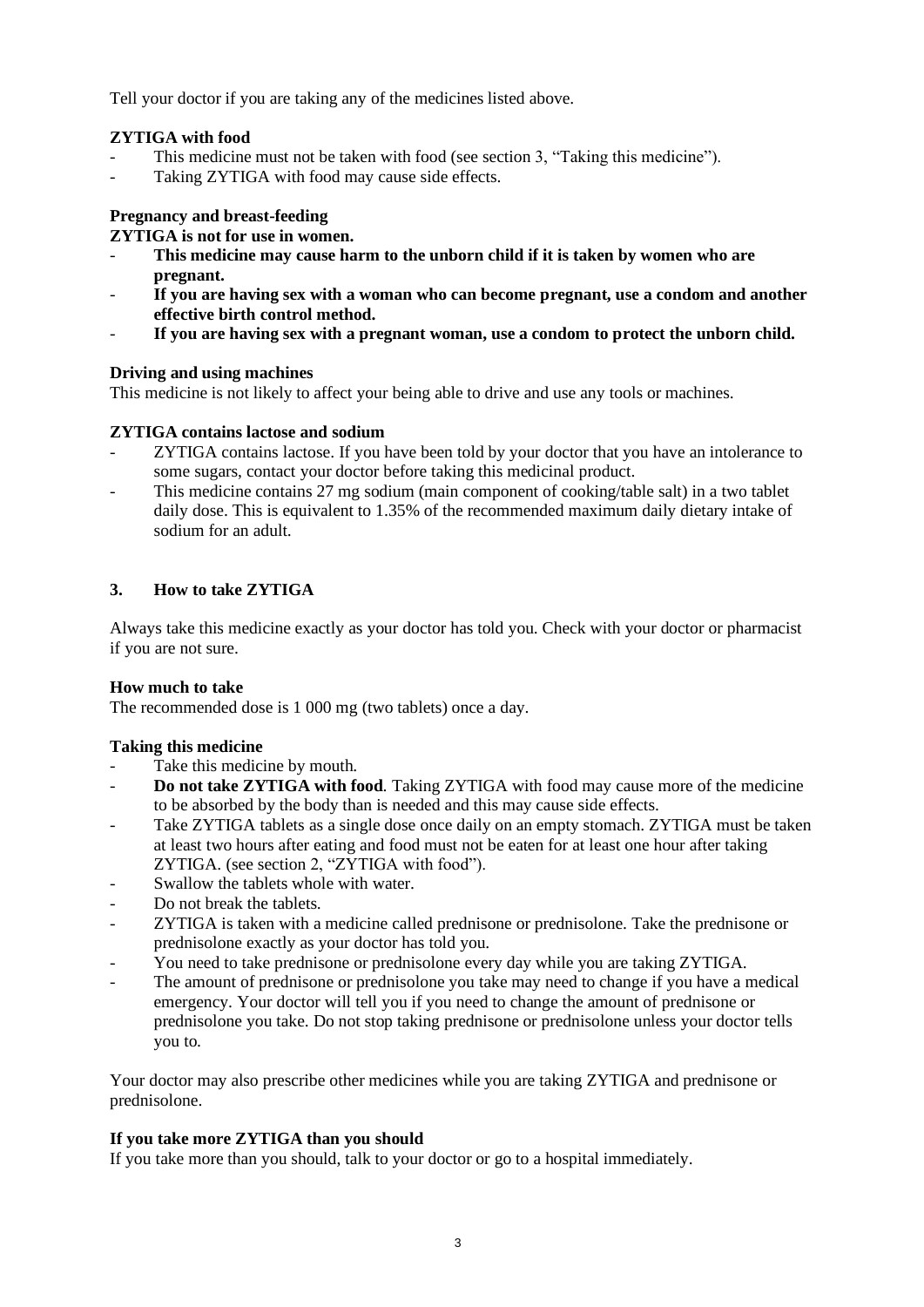Tell your doctor if you are taking any of the medicines listed above.

**ZYTIGA with food**

- This medicine must not be taken with food (see section 3, "Taking this medicine").
- Taking ZYTIGA with food may cause side effects.

**Pregnancy and breast-feeding**

**ZYTIGA is not for use in women.**

- **This medicine may cause harm to the unborn child if it is taken by women who are pregnant.**
- **If you are having sex with a woman who can become pregnant, use a condom and another effective birth control method.**
- **If you are having sex with a pregnant woman, use a condom to protect the unborn child.**

**Driving and using machines**

This medicine is not likely to affect your being able to drive and use any tools or machines.

**ZYTIGA contains lactose and sodium**

- ZYTIGA contains lactose. If you have been told by your doctor that you have an intolerance to some sugars, contact your doctor before taking this medicinal product.
- This medicine contains 27 mg sodium (main component of cooking/table salt) in a two tablet daily dose. This is equivalent to 1.35% of the recommended maximum daily dietary intake of sodium for an adult.

## 3. How to take ZYTIGA

Always take this medicine exactly as your doctor has told you. Check with your doctor or pharmacist if you are not sure.

**How much to take**

The recommended dose is 1 000 mg (two tablets) once a day.

**Taking this medicine**

- Take this medicine by mouth.
- **Do not take ZYTIGA with food**. Taking ZYTIGA with food may cause more of the medicine to be absorbed by the body than is needed and this may cause side effects.
- Take ZYTIGA tablets as a single dose once daily on an empty stomach. ZYTIGA must be taken at least two hours after eating and food must not be eaten for at least one hour after taking ZYTIGA. (see section 2, "ZYTIGA with food").
- Swallow the tablets whole with water.
- Do not break the tablets.
- ZYTIGA is taken with a medicine called prednisone or prednisolone. Take the prednisone or prednisolone exactly as your doctor has told you.
- You need to take prednisone or prednisolone every day while you are taking ZYTIGA.
- The amount of prednisone or prednisolone you take may need to change if you have a medical emergency. Your doctor will tell you if you need to change the amount of prednisone or prednisolone you take. Do not stop taking prednisone or prednisolone unless your doctor tells you to.

Your doctor may also prescribe other medicines while you are taking ZYTIGA and prednisone or prednisolone.

**If you take more ZYTIGA than you should**

If you take more than you should, talk to your doctor or go to a hospital immediately.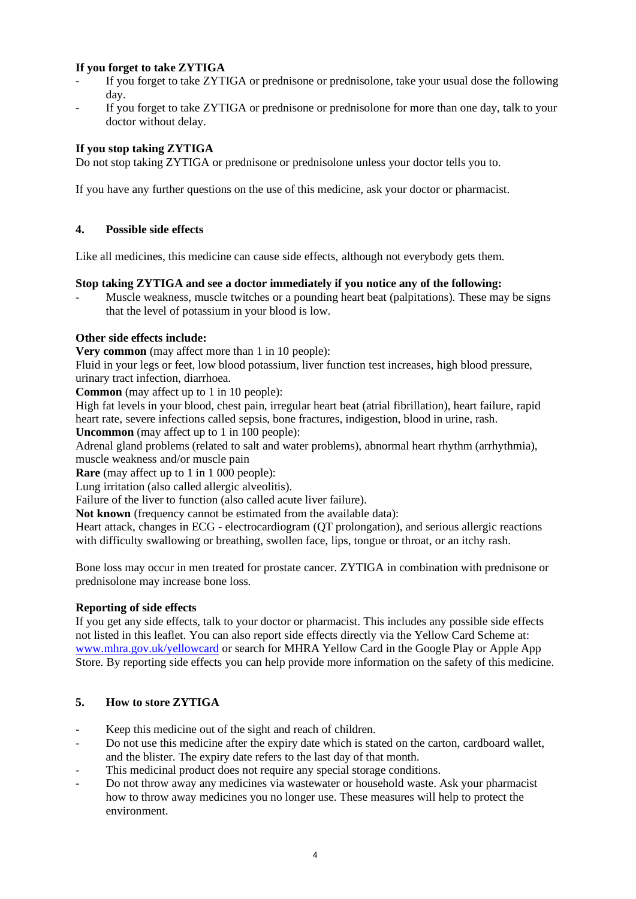**If you forget to take ZYTIGA**

- If you forget to take ZYTIGA or prednisone or prednisolone, take your usual dose the following day.
- If you forget to take ZYTIGA or prednisone or prednisolone for more than one day, talk to your doctor without delay.

**If you stop taking ZYTIGA**

Do not stop taking ZYTIGA or prednisone or prednisolone unless your doctor tells you to.

If you have any further questions on the use of this medicine, ask your doctor or pharmacist.

## 4. Possible side effects

Like all medicines, this medicine can cause side effects, although not everybody gets them.

**Stop taking ZYTIGA and see a doctor immediately if you notice any of the following:**

- Muscle weakness, muscle twitches or a pounding heart beat (palpitations). These may be signs that the level of potassium in your blood is low.

**Other side effects include:**

**Very common** (may affect more than 1 in 10 people):
Fluid in your legs or feet, low blood potassium, liver function test increases, high blood pressure, urinary tract infection, diarrhoea.

**Common** (may affect up to 1 in 10 people):
High fat levels in your blood, chest pain, irregular heart beat (atrial fibrillation), heart failure, rapid heart rate, severe infections called sepsis, bone fractures, indigestion, blood in urine, rash.

**Uncommon** (may affect up to 1 in 100 people):
Adrenal gland problems (related to salt and water problems), abnormal heart rhythm (arrhythmia), muscle weakness and/or muscle pain

**Rare** (may affect up to 1 in 1 000 people):
Lung irritation (also called allergic alveolitis).
Failure of the liver to function (also called acute liver failure).

**Not known** (frequency cannot be estimated from the available data):
Heart attack, changes in ECG - electrocardiogram (QT prolongation), and serious allergic reactions with difficulty swallowing or breathing, swollen face, lips, tongue or throat, or an itchy rash.

Bone loss may occur in men treated for prostate cancer. ZYTIGA in combination with prednisone or prednisolone may increase bone loss.

**Reporting of side effects**

If you get any side effects, talk to your doctor or pharmacist. This includes any possible side effects not listed in this leaflet. You can also report side effects directly via the Yellow Card Scheme at: www.mhra.gov.uk/yellowcard or search for MHRA Yellow Card in the Google Play or Apple App Store. By reporting side effects you can help provide more information on the safety of this medicine.

## 5. How to store ZYTIGA

- Keep this medicine out of the sight and reach of children.
- Do not use this medicine after the expiry date which is stated on the carton, cardboard wallet, and the blister. The expiry date refers to the last day of that month.
- This medicinal product does not require any special storage conditions.
- Do not throw away any medicines via wastewater or household waste. Ask your pharmacist how to throw away medicines you no longer use. These measures will help to protect the environment.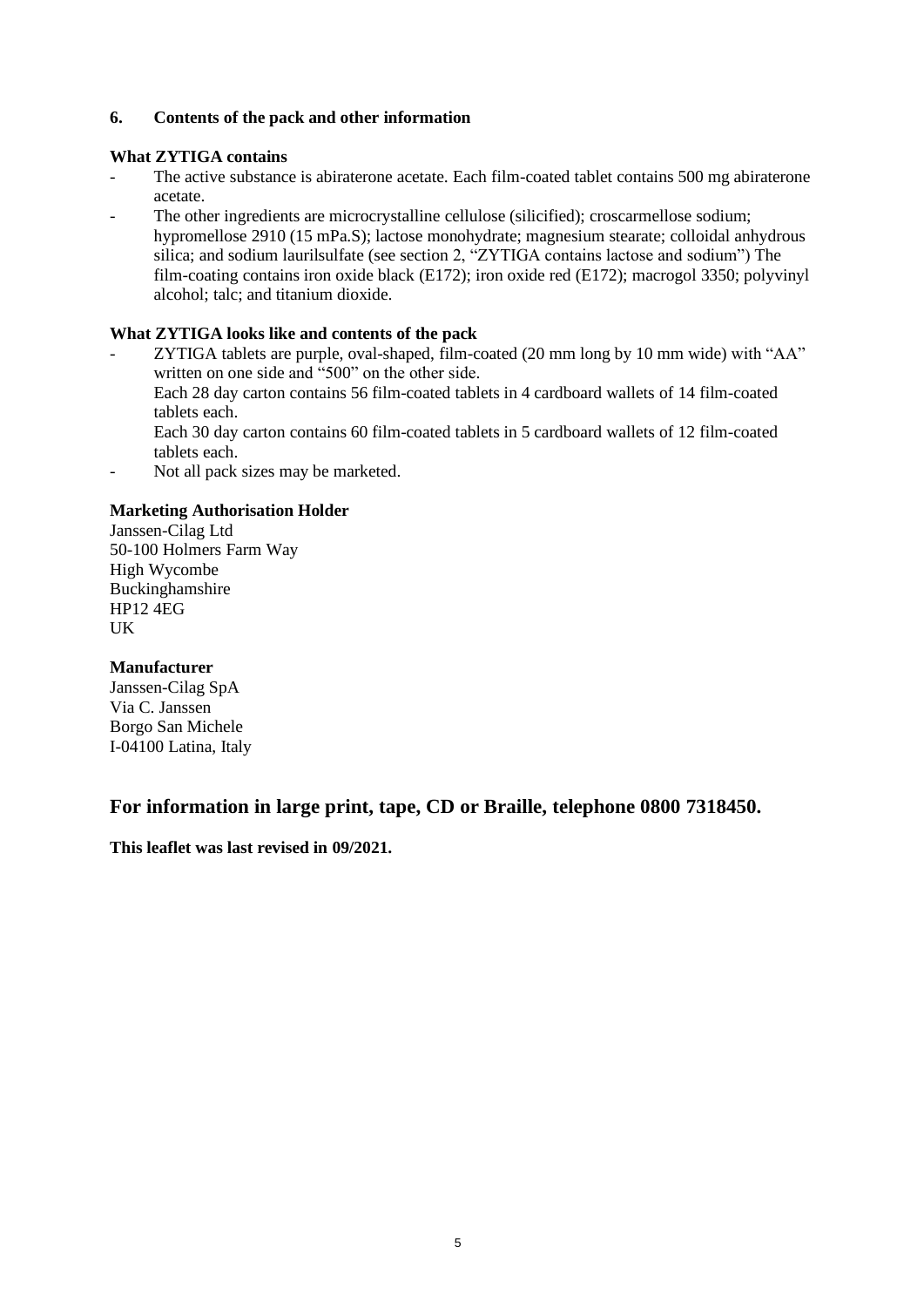## 6. Contents of the pack and other information

**What ZYTIGA contains**

- The active substance is abiraterone acetate. Each film-coated tablet contains 500 mg abiraterone acetate.
- The other ingredients are microcrystalline cellulose (silicified); croscarmellose sodium; hypromellose 2910 (15 mPa.S); lactose monohydrate; magnesium stearate; colloidal anhydrous silica; and sodium laurilsulfate (see section 2, "ZYTIGA contains lactose and sodium") The film-coating contains iron oxide black (E172); iron oxide red (E172); macrogol 3350; polyvinyl alcohol; talc; and titanium dioxide.

**What ZYTIGA looks like and contents of the pack**

- ZYTIGA tablets are purple, oval-shaped, film-coated (20 mm long by 10 mm wide) with "AA" written on one side and "500" on the other side.
  Each 28 day carton contains 56 film-coated tablets in 4 cardboard wallets of 14 film-coated tablets each.
  Each 30 day carton contains 60 film-coated tablets in 5 cardboard wallets of 12 film-coated tablets each.
- Not all pack sizes may be marketed.

**Marketing Authorisation Holder**

Janssen-Cilag Ltd
50-100 Holmers Farm Way
High Wycombe
Buckinghamshire
HP12 4EG
UK

**Manufacturer**

Janssen-Cilag SpA
Via C. Janssen
Borgo San Michele
I-04100 Latina, Italy

## For information in large print, tape, CD or Braille, telephone 0800 7318450.

**This leaflet was last revised in 09/2021.**